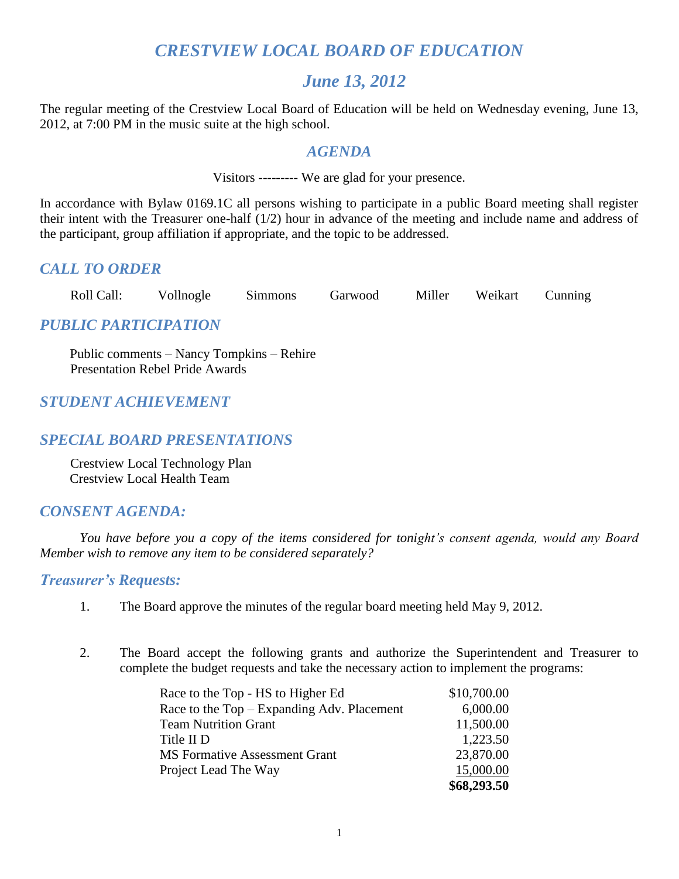# *CRESTVIEW LOCAL BOARD OF EDUCATION*

## *June 13, 2012*

The regular meeting of the Crestview Local Board of Education will be held on Wednesday evening, June 13, 2012, at 7:00 PM in the music suite at the high school.

## *AGENDA*

Visitors --------- We are glad for your presence.

In accordance with Bylaw 0169.1C all persons wishing to participate in a public Board meeting shall register their intent with the Treasurer one-half (1/2) hour in advance of the meeting and include name and address of the participant, group affiliation if appropriate, and the topic to be addressed.

### *CALL TO ORDER*

Roll Call: Vollnogle Simmons Garwood Miller Weikart Cunning

### *PUBLIC PARTICIPATION*

Public comments – Nancy Tompkins – Rehire
Presentation Rebel Pride Awards

### *STUDENT ACHIEVEMENT*

### *SPECIAL BOARD PRESENTATIONS*

Crestview Local Technology Plan
Crestview Local Health Team

### *CONSENT AGENDA:*

*You have before you a copy of the items considered for tonight's consent agenda, would any Board Member wish to remove any item to be considered separately?*

### *Treasurer's Requests:*

1. The Board approve the minutes of the regular board meeting held May 9, 2012.

2. The Board accept the following grants and authorize the Superintendent and Treasurer to complete the budget requests and take the necessary action to implement the programs:

| | |
|---|---:|
| Race to the Top - HS to Higher Ed | $10,700.00 |
| Race to the Top – Expanding Adv. Placement | 6,000.00 |
| Team Nutrition Grant | 11,500.00 |
| Title II D | 1,223.50 |
| MS Formative Assessment Grant | 23,870.00 |
| Project Lead The Way | 15,000.00 |
| | **$68,293.50** |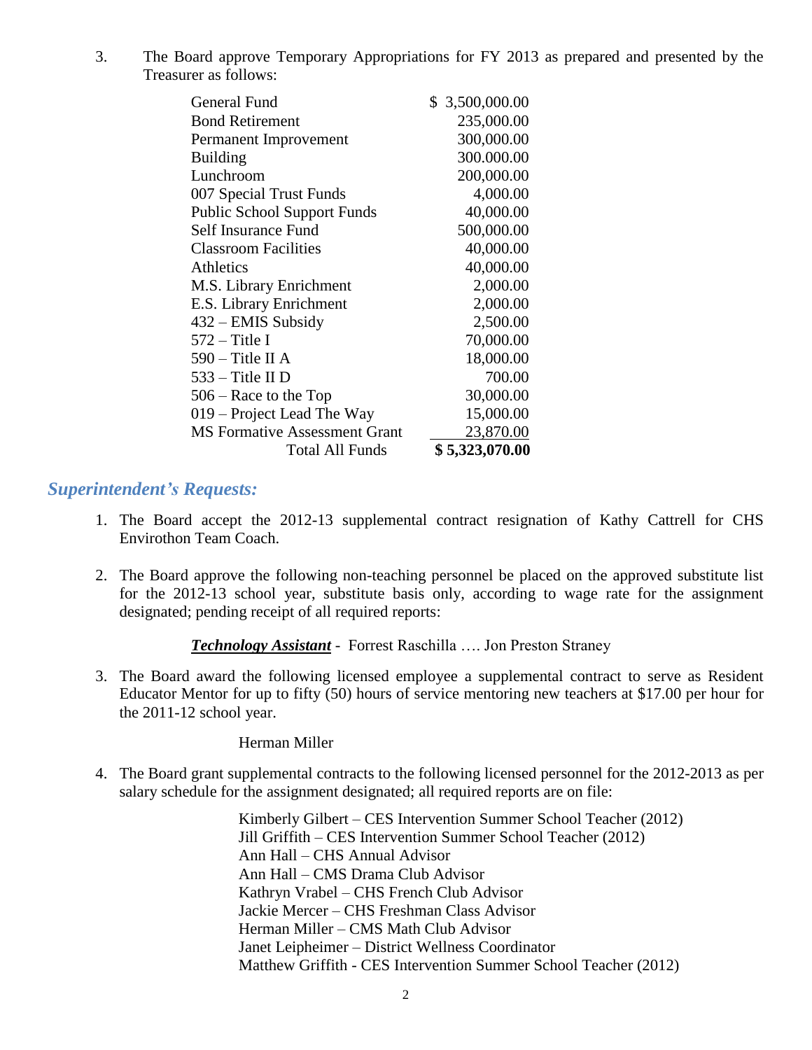3. The Board approve Temporary Appropriations for FY 2013 as prepared and presented by the Treasurer as follows:

| Fund | Amount |
|---|---|
| General Fund | $ 3,500,000.00 |
| Bond Retirement | 235,000.00 |
| Permanent Improvement | 300,000.00 |
| Building | 300.000.00 |
| Lunchroom | 200,000.00 |
| 007 Special Trust Funds | 4,000.00 |
| Public School Support Funds | 40,000.00 |
| Self Insurance Fund | 500,000.00 |
| Classroom Facilities | 40,000.00 |
| Athletics | 40,000.00 |
| M.S. Library Enrichment | 2,000.00 |
| E.S. Library Enrichment | 2,000.00 |
| 432 – EMIS Subsidy | 2,500.00 |
| 572 – Title I | 70,000.00 |
| 590 – Title II A | 18,000.00 |
| 533 – Title II D | 700.00 |
| 506 – Race to the Top | 30,000.00 |
| 019 – Project Lead The Way | 15,000.00 |
| MS Formative Assessment Grant | 23,870.00 |
| Total All Funds | **$ 5,323,070.00** |

## *Superintendent's Requests:*

1. The Board accept the 2012-13 supplemental contract resignation of Kathy Cattrell for CHS Envirothon Team Coach.

2. The Board approve the following non-teaching personnel be placed on the approved substitute list for the 2012-13 school year, substitute basis only, according to wage rate for the assignment designated; pending receipt of all required reports:

   ***Technology Assistant*** - Forrest Raschilla …. Jon Preston Straney

3. The Board award the following licensed employee a supplemental contract to serve as Resident Educator Mentor for up to fifty (50) hours of service mentoring new teachers at $17.00 per hour for the 2011-12 school year.

   Herman Miller

4. The Board grant supplemental contracts to the following licensed personnel for the 2012-2013 as per salary schedule for the assignment designated; all required reports are on file:

   Kimberly Gilbert – CES Intervention Summer School Teacher (2012)
   Jill Griffith – CES Intervention Summer School Teacher (2012)
   Ann Hall – CHS Annual Advisor
   Ann Hall – CMS Drama Club Advisor
   Kathryn Vrabel – CHS French Club Advisor
   Jackie Mercer – CHS Freshman Class Advisor
   Herman Miller – CMS Math Club Advisor
   Janet Leipheimer – District Wellness Coordinator
   Matthew Griffith - CES Intervention Summer School Teacher (2012)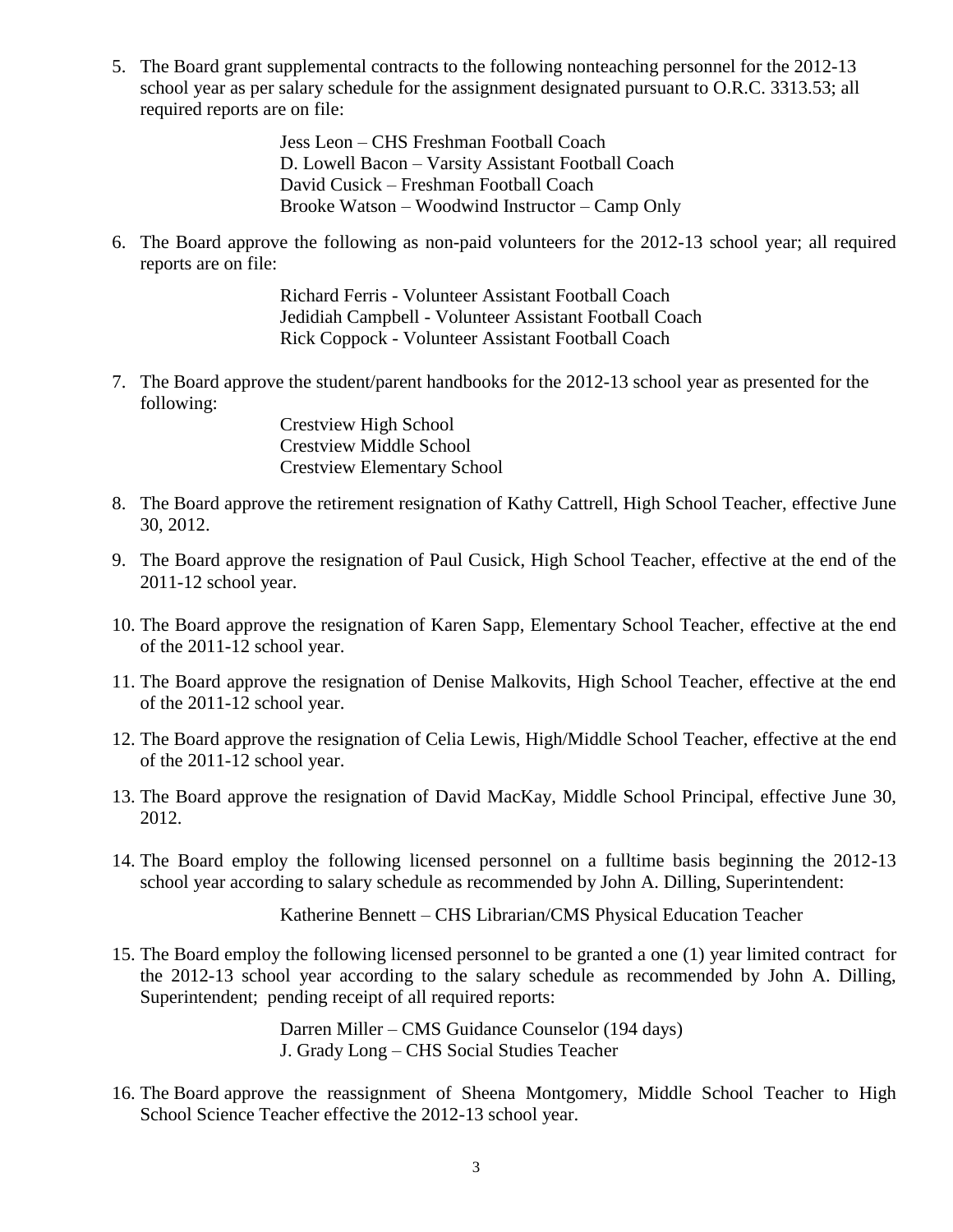5. The Board grant supplemental contracts to the following nonteaching personnel for the 2012-13 school year as per salary schedule for the assignment designated pursuant to O.R.C. 3313.53; all required reports are on file:

   Jess Leon – CHS Freshman Football Coach
   D. Lowell Bacon – Varsity Assistant Football Coach
   David Cusick – Freshman Football Coach
   Brooke Watson – Woodwind Instructor – Camp Only

6. The Board approve the following as non-paid volunteers for the 2012-13 school year; all required reports are on file:

   Richard Ferris - Volunteer Assistant Football Coach
   Jedidiah Campbell - Volunteer Assistant Football Coach
   Rick Coppock - Volunteer Assistant Football Coach

7. The Board approve the student/parent handbooks for the 2012-13 school year as presented for the following:

   Crestview High School
   Crestview Middle School
   Crestview Elementary School

8. The Board approve the retirement resignation of Kathy Cattrell, High School Teacher, effective June 30, 2012.

9. The Board approve the resignation of Paul Cusick, High School Teacher, effective at the end of the 2011-12 school year.

10. The Board approve the resignation of Karen Sapp, Elementary School Teacher, effective at the end of the 2011-12 school year.

11. The Board approve the resignation of Denise Malkovits, High School Teacher, effective at the end of the 2011-12 school year.

12. The Board approve the resignation of Celia Lewis, High/Middle School Teacher, effective at the end of the 2011-12 school year.

13. The Board approve the resignation of David MacKay, Middle School Principal, effective June 30, 2012.

14. The Board employ the following licensed personnel on a fulltime basis beginning the 2012-13 school year according to salary schedule as recommended by John A. Dilling, Superintendent:

   Katherine Bennett – CHS Librarian/CMS Physical Education Teacher

15. The Board employ the following licensed personnel to be granted a one (1) year limited contract for the 2012-13 school year according to the salary schedule as recommended by John A. Dilling, Superintendent; pending receipt of all required reports:

   Darren Miller – CMS Guidance Counselor (194 days)
   J. Grady Long – CHS Social Studies Teacher

16. The Board approve the reassignment of Sheena Montgomery, Middle School Teacher to High School Science Teacher effective the 2012-13 school year.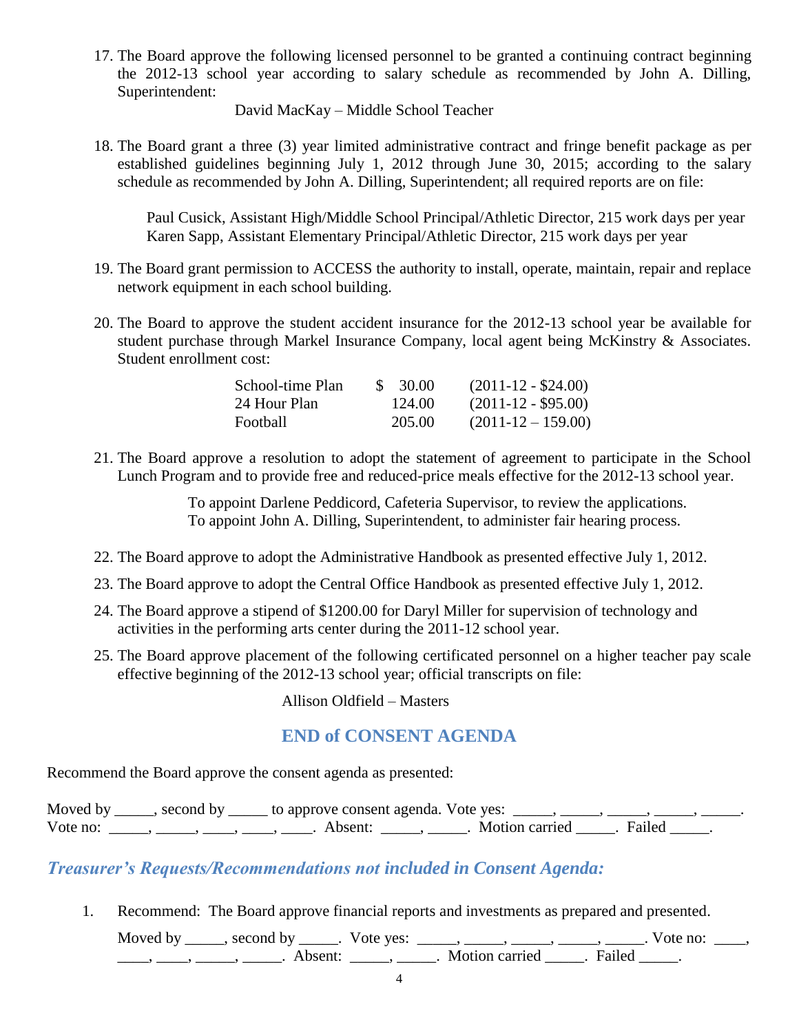17. The Board approve the following licensed personnel to be granted a continuing contract beginning the 2012-13 school year according to salary schedule as recommended by John A. Dilling, Superintendent:

    David MacKay – Middle School Teacher

18. The Board grant a three (3) year limited administrative contract and fringe benefit package as per established guidelines beginning July 1, 2012 through June 30, 2015; according to the salary schedule as recommended by John A. Dilling, Superintendent; all required reports are on file:

    Paul Cusick, Assistant High/Middle School Principal/Athletic Director, 215 work days per year
    Karen Sapp, Assistant Elementary Principal/Athletic Director, 215 work days per year

19. The Board grant permission to ACCESS the authority to install, operate, maintain, repair and replace network equipment in each school building.

20. The Board to approve the student accident insurance for the 2012-13 school year be available for student purchase through Markel Insurance Company, local agent being McKinstry & Associates. Student enrollment cost:

| | | |
|---|---|---|
| School-time Plan | $ 30.00 | (2011-12 - $24.00) |
| 24 Hour Plan | 124.00 | (2011-12 - $95.00) |
| Football | 205.00 | (2011-12 – 159.00) |

21. The Board approve a resolution to adopt the statement of agreement to participate in the School Lunch Program and to provide free and reduced-price meals effective for the 2012-13 school year.

    To appoint Darlene Peddicord, Cafeteria Supervisor, to review the applications.
    To appoint John A. Dilling, Superintendent, to administer fair hearing process.

22. The Board approve to adopt the Administrative Handbook as presented effective July 1, 2012.

23. The Board approve to adopt the Central Office Handbook as presented effective July 1, 2012.

24. The Board approve a stipend of $1200.00 for Daryl Miller for supervision of technology and activities in the performing arts center during the 2011-12 school year.

25. The Board approve placement of the following certificated personnel on a higher teacher pay scale effective beginning of the 2012-13 school year; official transcripts on file:

    Allison Oldfield – Masters

## END of CONSENT AGENDA

Recommend the Board approve the consent agenda as presented:

Moved by _____, second by _____ to approve consent agenda. Vote yes: _____, _____, _____, _____, _____. Vote no: _____, _____, ____, ____, ____. Absent: _____, _____. Motion carried _____. Failed _____.

## *Treasurer's Requests/Recommendations not included in Consent Agenda:*

1. Recommend: The Board approve financial reports and investments as prepared and presented.

   Moved by _____, second by _____. Vote yes: _____, _____, _____, _____, _____. Vote no: ____, ____, ____, _____, _____. Absent: _____, _____. Motion carried _____. Failed _____.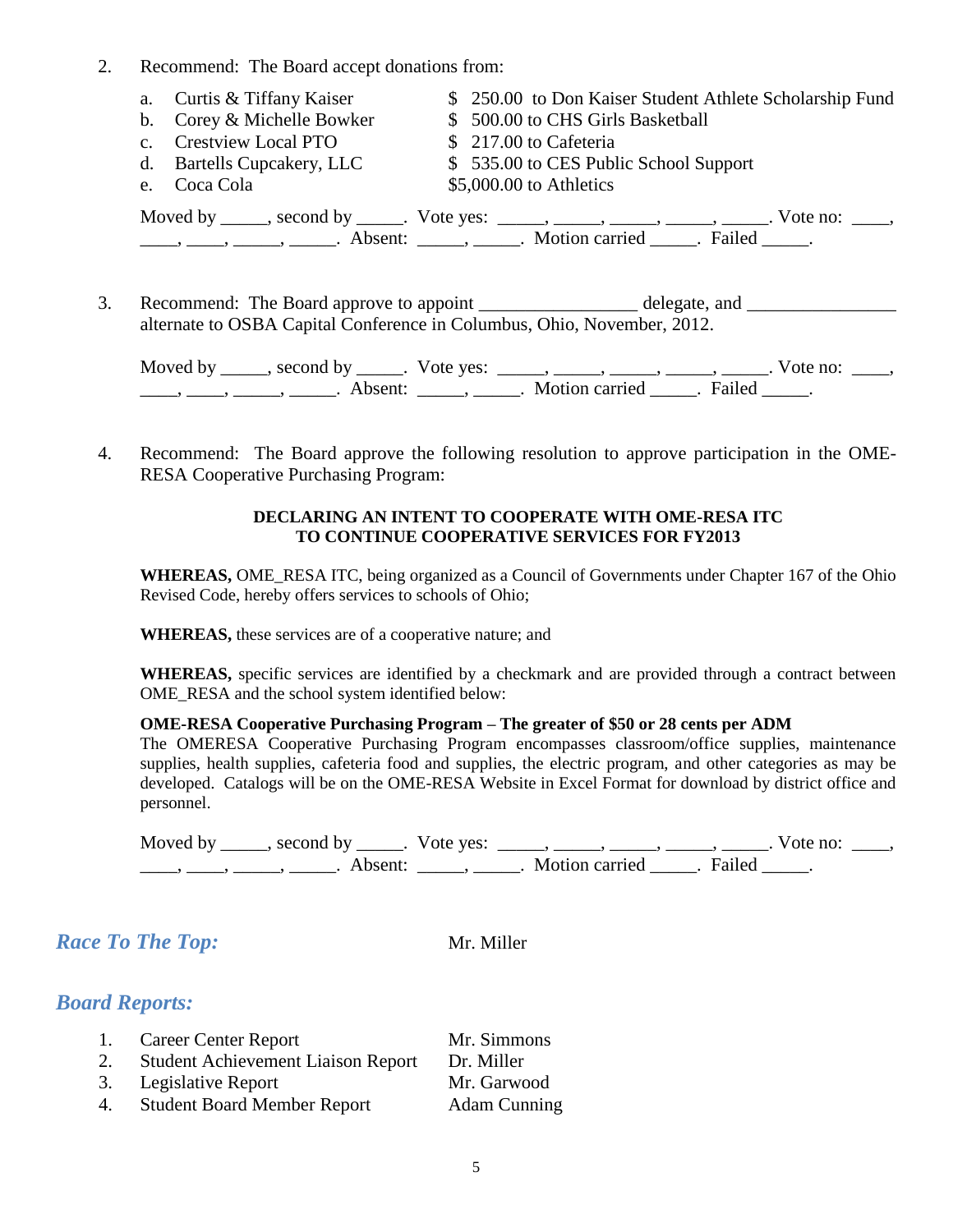2. Recommend: The Board accept donations from:

   a. Curtis & Tiffany Kaiser — $ 250.00 to Don Kaiser Student Athlete Scholarship Fund
   b. Corey & Michelle Bowker — $ 500.00 to CHS Girls Basketball
   c. Crestview Local PTO — $ 217.00 to Cafeteria
   d. Bartells Cupcakery, LLC — $ 535.00 to CES Public School Support
   e. Coca Cola — $5,000.00 to Athletics

   Moved by _____, second by _____. Vote yes: _____, _____, _____, _____, _____. Vote no: ____, ____, ____, _____, _____. Absent: _____, _____. Motion carried _____. Failed _____.

3. Recommend: The Board approve to appoint ________________ delegate, and ________________ alternate to OSBA Capital Conference in Columbus, Ohio, November, 2012.

   Moved by _____, second by _____. Vote yes: _____, _____, _____, _____, _____. Vote no: ____, ____, ____, _____, _____. Absent: _____, _____. Motion carried _____. Failed _____.

4. Recommend: The Board approve the following resolution to approve participation in the OME-RESA Cooperative Purchasing Program:

   **DECLARING AN INTENT TO COOPERATE WITH OME-RESA ITC TO CONTINUE COOPERATIVE SERVICES FOR FY2013**

   **WHEREAS,** OME_RESA ITC, being organized as a Council of Governments under Chapter 167 of the Ohio Revised Code, hereby offers services to schools of Ohio;

   **WHEREAS,** these services are of a cooperative nature; and

   **WHEREAS,** specific services are identified by a checkmark and are provided through a contract between OME_RESA and the school system identified below:

   **OME-RESA Cooperative Purchasing Program – The greater of $50 or 28 cents per ADM**
   The OMERESA Cooperative Purchasing Program encompasses classroom/office supplies, maintenance supplies, health supplies, cafeteria food and supplies, the electric program, and other categories as may be developed. Catalogs will be on the OME-RESA Website in Excel Format for download by district office and personnel.

   Moved by _____, second by _____. Vote yes: _____, _____, _____, _____, _____. Vote no: ____, ____, ____, _____, _____. Absent: _____, _____. Motion carried _____. Failed _____.

## *Race To The Top:* Mr. Miller

## *Board Reports:*

1. Career Center Report — Mr. Simmons
2. Student Achievement Liaison Report — Dr. Miller
3. Legislative Report — Mr. Garwood
4. Student Board Member Report — Adam Cunning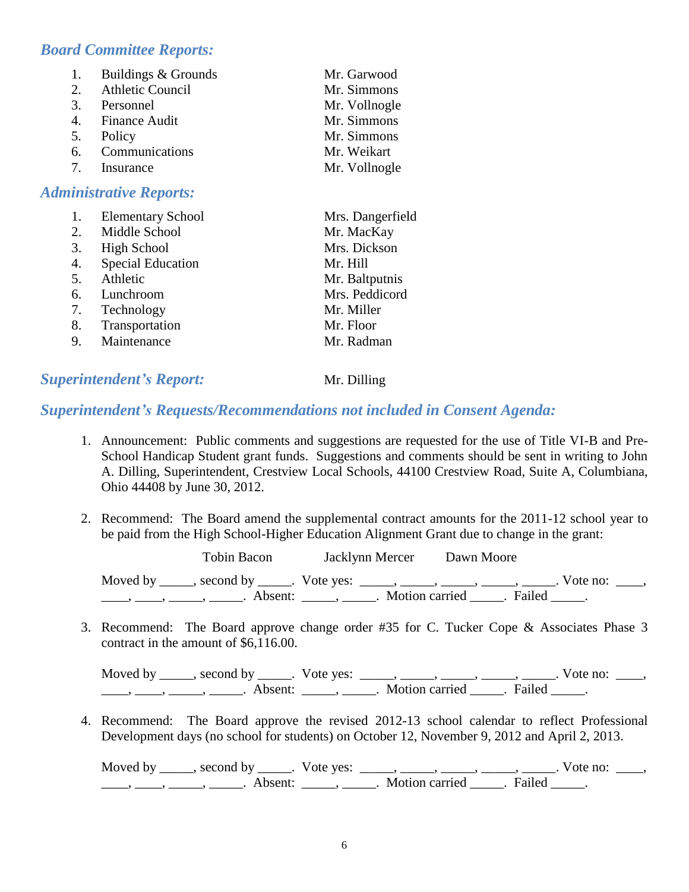### *Board Committee Reports:*

1. Buildings & Grounds — Mr. Garwood
2. Athletic Council — Mr. Simmons
3. Personnel — Mr. Vollnogle
4. Finance Audit — Mr. Simmons
5. Policy — Mr. Simmons
6. Communications — Mr. Weikart
7. Insurance — Mr. Vollnogle

### *Administrative Reports:*

1. Elementary School — Mrs. Dangerfield
2. Middle School — Mr. MacKay
3. High School — Mrs. Dickson
4. Special Education — Mr. Hill
5. Athletic — Mr. Baltputnis
6. Lunchroom — Mrs. Peddicord
7. Technology — Mr. Miller
8. Transportation — Mr. Floor
9. Maintenance — Mr. Radman

### *Superintendent's Report:* Mr. Dilling

### *Superintendent's Requests/Recommendations not included in Consent Agenda:*

1. Announcement: Public comments and suggestions are requested for the use of Title VI-B and Pre-School Handicap Student grant funds. Suggestions and comments should be sent in writing to John A. Dilling, Superintendent, Crestview Local Schools, 44100 Crestview Road, Suite A, Columbiana, Ohio 44408 by June 30, 2012.

2. Recommend: The Board amend the supplemental contract amounts for the 2011-12 school year to be paid from the High School-Higher Education Alignment Grant due to change in the grant:

   Tobin Bacon Jacklynn Mercer Dawn Moore

   Moved by _____, second by _____. Vote yes: _____, _____, _____, _____, _____. Vote no: ____, ____, ____, _____, _____. Absent: _____, _____. Motion carried _____. Failed _____.

3. Recommend: The Board approve change order #35 for C. Tucker Cope & Associates Phase 3 contract in the amount of $6,116.00.

   Moved by _____, second by _____. Vote yes: _____, _____, _____, _____, _____. Vote no: ____, ____, ____, _____, _____. Absent: _____, _____. Motion carried _____. Failed _____.

4. Recommend: The Board approve the revised 2012-13 school calendar to reflect Professional Development days (no school for students) on October 12, November 9, 2012 and April 2, 2013.

   Moved by _____, second by _____. Vote yes: _____, _____, _____, _____, _____. Vote no: ____, ____, ____, _____, _____. Absent: _____, _____. Motion carried _____. Failed _____.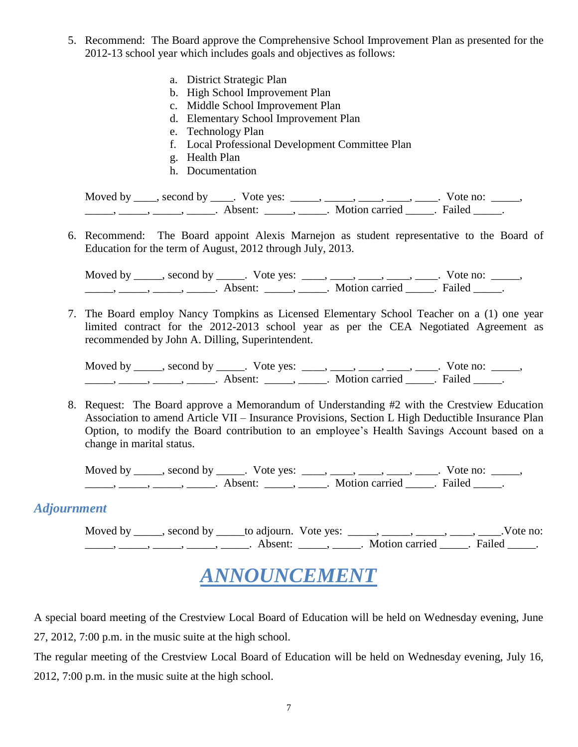5. Recommend: The Board approve the Comprehensive School Improvement Plan as presented for the 2012-13 school year which includes goals and objectives as follows:

    a. District Strategic Plan
    b. High School Improvement Plan
    c. Middle School Improvement Plan
    d. Elementary School Improvement Plan
    e. Technology Plan
    f. Local Professional Development Committee Plan
    g. Health Plan
    h. Documentation

    Moved by ____, second by ____. Vote yes: _____, _____, ____, ____, ____. Vote no: _____, _____, _____, _____, _____. Absent: _____, _____. Motion carried _____. Failed _____.

6. Recommend: The Board appoint Alexis Marnejon as student representative to the Board of Education for the term of August, 2012 through July, 2013.

    Moved by _____, second by _____. Vote yes: ____, ____, ____, ____, ____. Vote no: _____, _____, _____, _____, _____. Absent: _____, _____. Motion carried _____. Failed _____.

7. The Board employ Nancy Tompkins as Licensed Elementary School Teacher on a (1) one year limited contract for the 2012-2013 school year as per the CEA Negotiated Agreement as recommended by John A. Dilling, Superintendent.

    Moved by _____, second by _____. Vote yes: ____, ____, ____, ____, ____. Vote no: _____, _____, _____, _____, _____. Absent: _____, _____. Motion carried _____. Failed _____.

8. Request: The Board approve a Memorandum of Understanding #2 with the Crestview Education Association to amend Article VII – Insurance Provisions, Section L High Deductible Insurance Plan Option, to modify the Board contribution to an employee's Health Savings Account based on a change in marital status.

    Moved by _____, second by _____. Vote yes: ____, ____, ____, ____, ____. Vote no: _____, _____, _____, _____, _____. Absent: _____, _____. Motion carried _____. Failed _____.

## *Adjournment*

Moved by _____, second by _____to adjourn. Vote yes: _____, _____, _____, ____, ____.Vote no: _____, _____, _____, _____, _____. Absent: _____, _____. Motion carried _____. Failed _____.

# ***ANNOUNCEMENT***

A special board meeting of the Crestview Local Board of Education will be held on Wednesday evening, June 27, 2012, 7:00 p.m. in the music suite at the high school.

The regular meeting of the Crestview Local Board of Education will be held on Wednesday evening, July 16, 2012, 7:00 p.m. in the music suite at the high school.